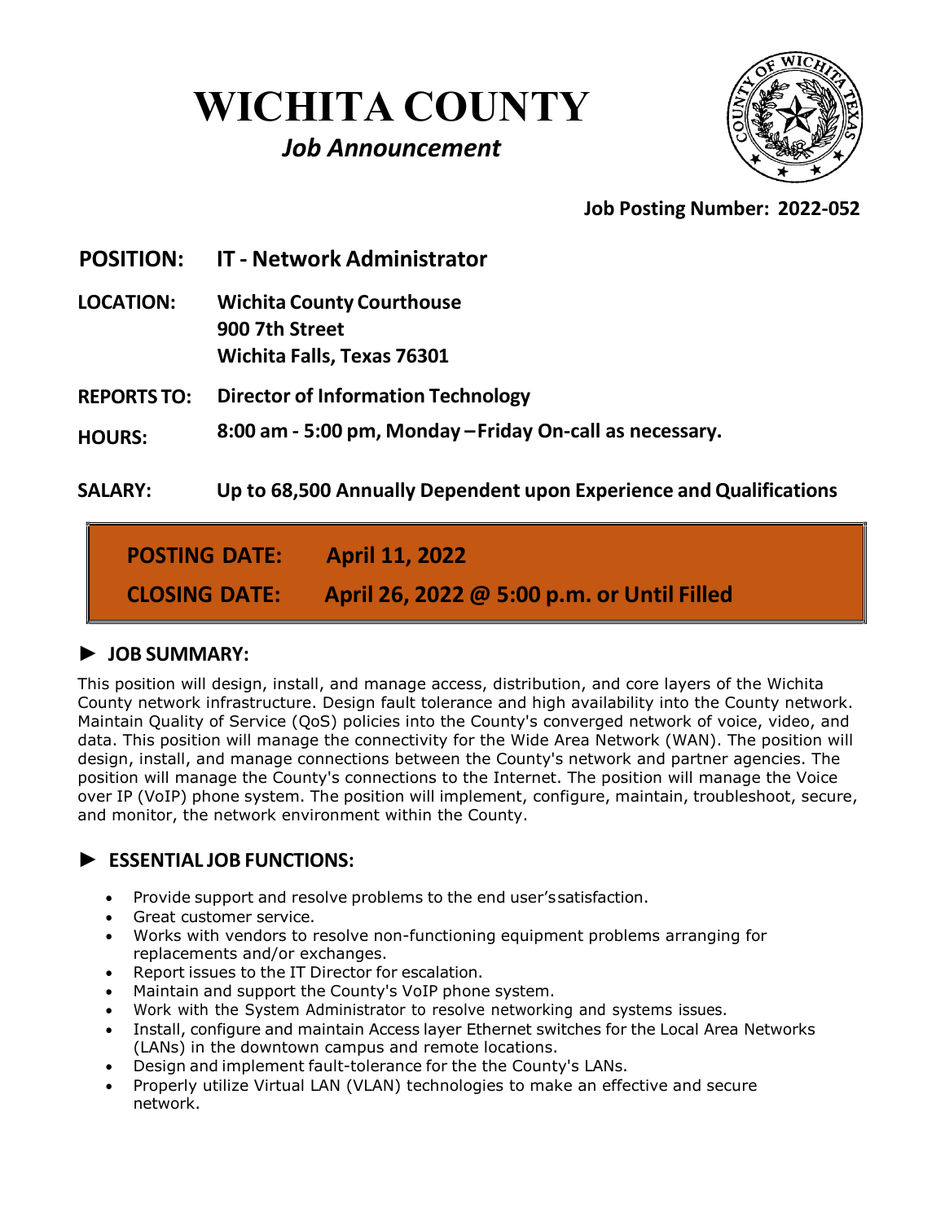# WICHITA COUNTY

***Job Announcement***

**Job Posting Number: 2022-052**

**POSITION:** **IT - Network Administrator**

**LOCATION:** **Wichita County Courthouse**
**900 7th Street**
**Wichita Falls, Texas 76301**

**REPORTS TO:** **Director of Information Technology**

**HOURS:** **8:00 am - 5:00 pm, Monday – Friday On-call as necessary.**

**SALARY:** **Up to 68,500 Annually Dependent upon Experience and Qualifications**

**POSTING DATE:** **April 11, 2022**

**CLOSING DATE:** **April 26, 2022 @ 5:00 p.m. or Until Filled**

## ► JOB SUMMARY:

This position will design, install, and manage access, distribution, and core layers of the Wichita County network infrastructure. Design fault tolerance and high availability into the County network. Maintain Quality of Service (QoS) policies into the County's converged network of voice, video, and data. This position will manage the connectivity for the Wide Area Network (WAN). The position will design, install, and manage connections between the County's network and partner agencies. The position will manage the County's connections to the Internet. The position will manage the Voice over IP (VoIP) phone system. The position will implement, configure, maintain, troubleshoot, secure, and monitor, the network environment within the County.

## ► ESSENTIAL JOB FUNCTIONS:

- Provide support and resolve problems to the end user's satisfaction.
- Great customer service.
- Works with vendors to resolve non-functioning equipment problems arranging for replacements and/or exchanges.
- Report issues to the IT Director for escalation.
- Maintain and support the County's VoIP phone system.
- Work with the System Administrator to resolve networking and systems issues.
- Install, configure and maintain Access layer Ethernet switches for the Local Area Networks (LANs) in the downtown campus and remote locations.
- Design and implement fault-tolerance for the the County's LANs.
- Properly utilize Virtual LAN (VLAN) technologies to make an effective and secure network.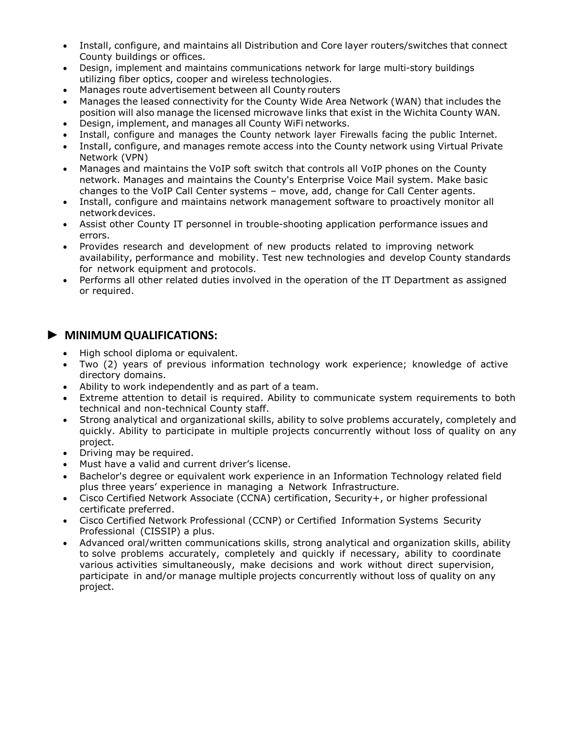- Install, configure, and maintains all Distribution and Core layer routers/switches that connect County buildings or offices.
- Design, implement and maintains communications network for large multi-story buildings utilizing fiber optics, cooper and wireless technologies.
- Manages route advertisement between all County routers
- Manages the leased connectivity for the County Wide Area Network (WAN) that includes the position will also manage the licensed microwave links that exist in the Wichita County WAN.
- Design, implement, and manages all County WiFi networks.
- Install, configure and manages the County network layer Firewalls facing the public Internet.
- Install, configure, and manages remote access into the County network using Virtual Private Network (VPN)
- Manages and maintains the VoIP soft switch that controls all VoIP phones on the County network. Manages and maintains the County's Enterprise Voice Mail system. Make basic changes to the VoIP Call Center systems – move, add, change for Call Center agents.
- Install, configure and maintains network management software to proactively monitor all network devices.
- Assist other County IT personnel in trouble-shooting application performance issues and errors.
- Provides research and development of new products related to improving network availability, performance and mobility. Test new technologies and develop County standards for network equipment and protocols.
- Performs all other related duties involved in the operation of the IT Department as assigned or required.

## ► MINIMUM QUALIFICATIONS:

- High school diploma or equivalent.
- Two (2) years of previous information technology work experience; knowledge of active directory domains.
- Ability to work independently and as part of a team.
- Extreme attention to detail is required. Ability to communicate system requirements to both technical and non-technical County staff.
- Strong analytical and organizational skills, ability to solve problems accurately, completely and quickly. Ability to participate in multiple projects concurrently without loss of quality on any project.
- Driving may be required.
- Must have a valid and current driver's license.
- Bachelor's degree or equivalent work experience in an Information Technology related field plus three years' experience in managing a Network Infrastructure.
- Cisco Certified Network Associate (CCNA) certification, Security+, or higher professional certificate preferred.
- Cisco Certified Network Professional (CCNP) or Certified Information Systems Security Professional (CISSIP) a plus.
- Advanced oral/written communications skills, strong analytical and organization skills, ability to solve problems accurately, completely and quickly if necessary, ability to coordinate various activities simultaneously, make decisions and work without direct supervision, participate in and/or manage multiple projects concurrently without loss of quality on any project.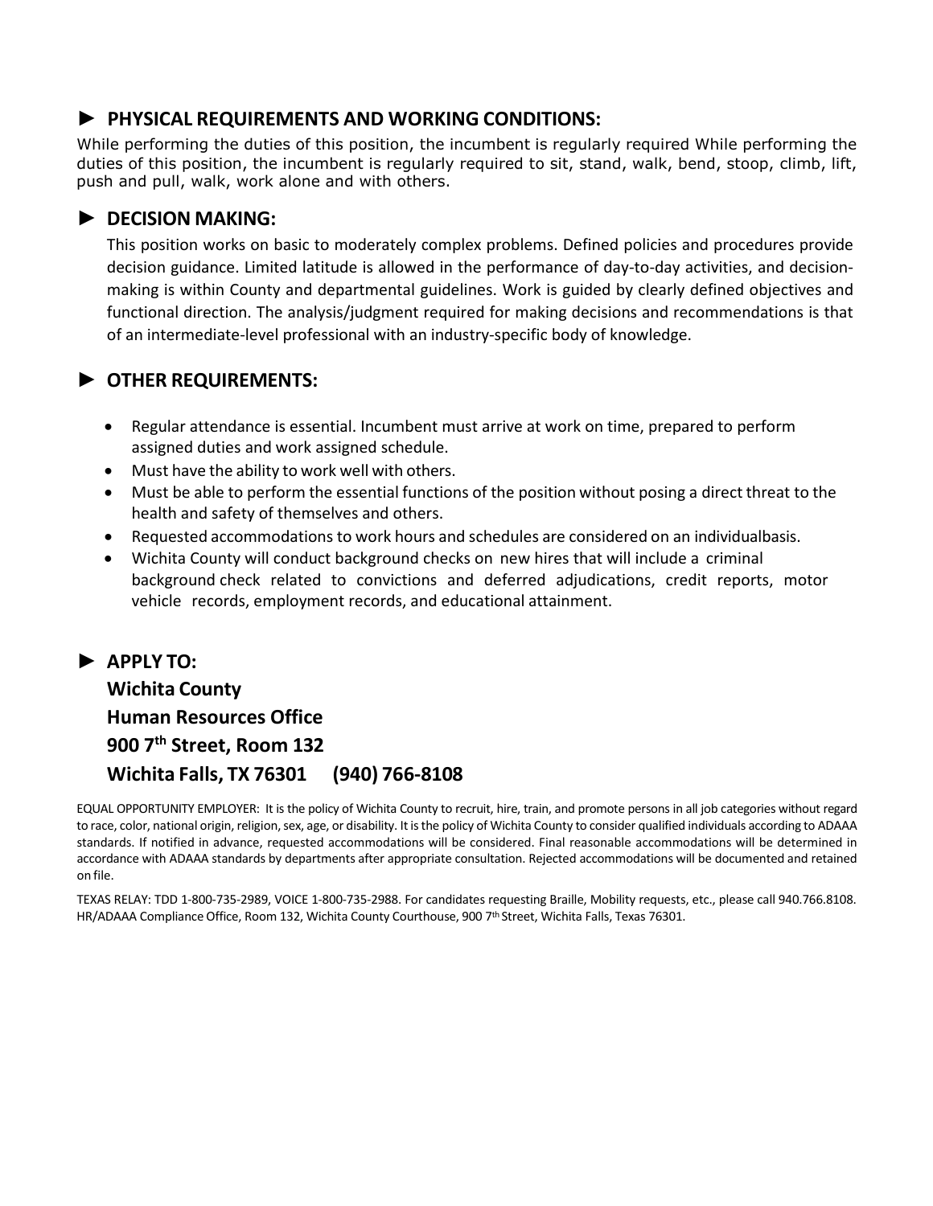## ► PHYSICAL REQUIREMENTS AND WORKING CONDITIONS:

While performing the duties of this position, the incumbent is regularly required While performing the duties of this position, the incumbent is regularly required to sit, stand, walk, bend, stoop, climb, lift, push and pull, walk, work alone and with others.

## ► DECISION MAKING:

This position works on basic to moderately complex problems. Defined policies and procedures provide decision guidance. Limited latitude is allowed in the performance of day-to-day activities, and decision-making is within County and departmental guidelines. Work is guided by clearly defined objectives and functional direction. The analysis/judgment required for making decisions and recommendations is that of an intermediate-level professional with an industry-specific body of knowledge.

## ► OTHER REQUIREMENTS:

- Regular attendance is essential. Incumbent must arrive at work on time, prepared to perform assigned duties and work assigned schedule.
- Must have the ability to work well with others.
- Must be able to perform the essential functions of the position without posing a direct threat to the health and safety of themselves and others.
- Requested accommodations to work hours and schedules are considered on an individualbasis.
- Wichita County will conduct background checks on new hires that will include a criminal background check related to convictions and deferred adjudications, credit reports, motor vehicle records, employment records, and educational attainment.

## ► APPLY TO:

**Wichita County**
**Human Resources Office**
**900 7th Street, Room 132**
**Wichita Falls, TX 76301 (940) 766-8108**

EQUAL OPPORTUNITY EMPLOYER: It is the policy of Wichita County to recruit, hire, train, and promote persons in all job categories without regard to race, color, national origin, religion, sex, age, or disability. It is the policy of Wichita County to consider qualified individuals according to ADAAA standards. If notified in advance, requested accommodations will be considered. Final reasonable accommodations will be determined in accordance with ADAAA standards by departments after appropriate consultation. Rejected accommodations will be documented and retained on file.

TEXAS RELAY: TDD 1-800-735-2989, VOICE 1-800-735-2988. For candidates requesting Braille, Mobility requests, etc., please call 940.766.8108. HR/ADAAA Compliance Office, Room 132, Wichita County Courthouse, 900 7th Street, Wichita Falls, Texas 76301.